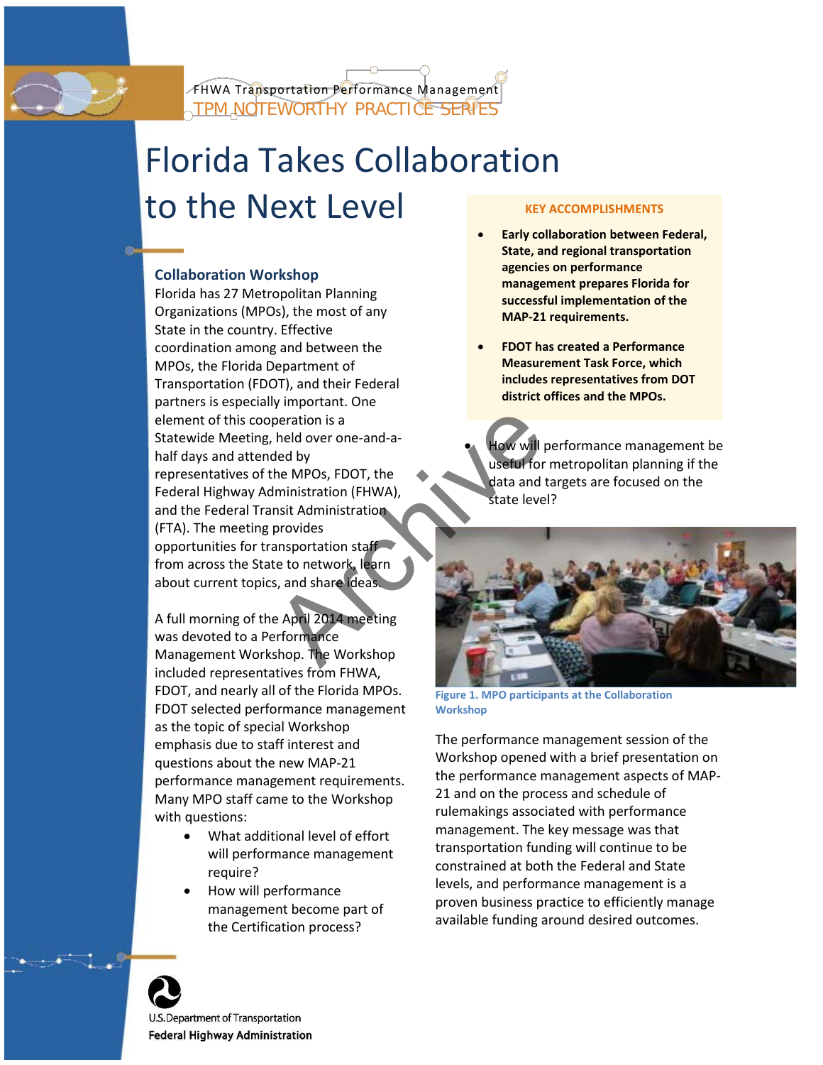FHWA Transportation Performance Management
TPM NOTEWORTHY PRACTICE SERIES

# Florida Takes Collaboration to the Next Level

## Collaboration Workshop

Florida has 27 Metropolitan Planning Organizations (MPOs), the most of any State in the country. Effective coordination among and between the MPOs, the Florida Department of Transportation (FDOT), and their Federal partners is especially important. One element of this cooperation is a Statewide Meeting, held over one-and-a-half days and attended by representatives of the MPOs, FDOT, the Federal Highway Administration (FHWA), and the Federal Transit Administration (FTA). The meeting provides opportunities for transportation staff from across the State to network, learn about current topics, and share ideas.

A full morning of the April 2014 meeting was devoted to a Performance Management Workshop. The Workshop included representatives from FHWA, FDOT, and nearly all of the Florida MPOs. FDOT selected performance management as the topic of special Workshop emphasis due to staff interest and questions about the new MAP-21 performance management requirements. Many MPO staff came to the Workshop with questions:

- What additional level of effort will performance management require?
- How will performance management become part of the Certification process?
- How will performance management be useful for metropolitan planning if the data and targets are focused on the state level?

**KEY ACCOMPLISHMENTS**

- **Early collaboration between Federal, State, and regional transportation agencies on performance management prepares Florida for successful implementation of the MAP-21 requirements.**
- **FDOT has created a Performance Measurement Task Force, which includes representatives from DOT district offices and the MPOs.**

**Figure 1. MPO participants at the Collaboration Workshop**

The performance management session of the Workshop opened with a brief presentation on the performance management aspects of MAP-21 and on the process and schedule of rulemakings associated with performance management. The key message was that transportation funding will continue to be constrained at both the Federal and State levels, and performance management is a proven business practice to efficiently manage available funding around desired outcomes.

U.S. Department of Transportation
Federal Highway Administration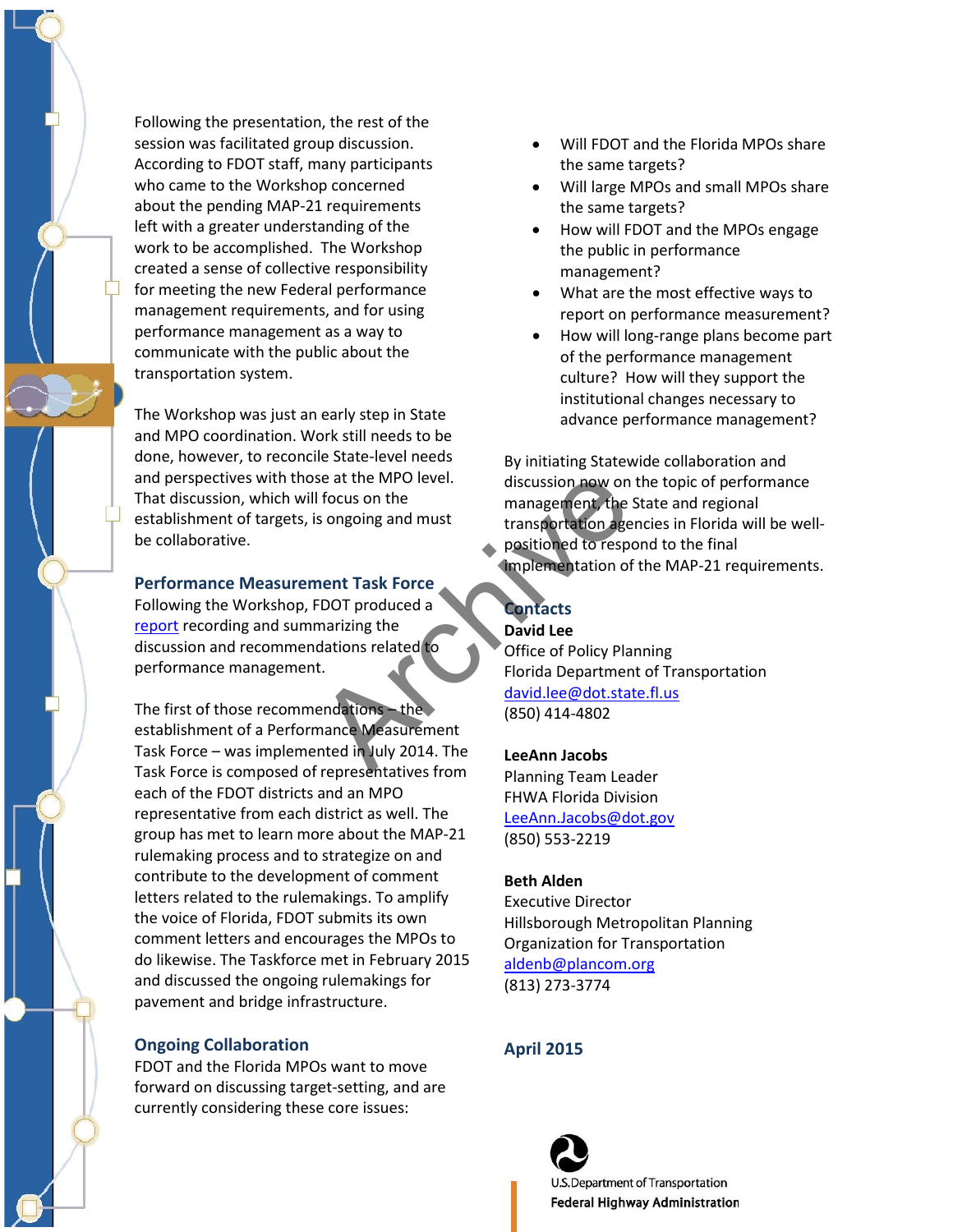Following the presentation, the rest of the session was facilitated group discussion. According to FDOT staff, many participants who came to the Workshop concerned about the pending MAP-21 requirements left with a greater understanding of the work to be accomplished. The Workshop created a sense of collective responsibility for meeting the new Federal performance management requirements, and for using performance management as a way to communicate with the public about the transportation system.

The Workshop was just an early step in State and MPO coordination. Work still needs to be done, however, to reconcile State-level needs and perspectives with those at the MPO level. That discussion, which will focus on the establishment of targets, is ongoing and must be collaborative.

### Performance Measurement Task Force

Following the Workshop, FDOT produced a report recording and summarizing the discussion and recommendations related to performance management.

The first of those recommendations – the establishment of a Performance Measurement Task Force – was implemented in July 2014. The Task Force is composed of representatives from each of the FDOT districts and an MPO representative from each district as well. The group has met to learn more about the MAP-21 rulemaking process and to strategize on and contribute to the development of comment letters related to the rulemakings. To amplify the voice of Florida, FDOT submits its own comment letters and encourages the MPOs to do likewise. The Taskforce met in February 2015 and discussed the ongoing rulemakings for pavement and bridge infrastructure.

### Ongoing Collaboration

FDOT and the Florida MPOs want to move forward on discussing target-setting, and are currently considering these core issues:

- Will FDOT and the Florida MPOs share the same targets?
- Will large MPOs and small MPOs share the same targets?
- How will FDOT and the MPOs engage the public in performance management?
- What are the most effective ways to report on performance measurement?
- How will long-range plans become part of the performance management culture? How will they support the institutional changes necessary to advance performance management?

By initiating Statewide collaboration and discussion now on the topic of performance management, the State and regional transportation agencies in Florida will be well-positioned to respond to the final implementation of the MAP-21 requirements.

### Contacts

**David Lee**
Office of Policy Planning
Florida Department of Transportation
david.lee@dot.state.fl.us
(850) 414-4802

**LeeAnn Jacobs**
Planning Team Leader
FHWA Florida Division
LeeAnn.Jacobs@dot.gov
(850) 553-2219

**Beth Alden**
Executive Director
Hillsborough Metropolitan Planning Organization for Transportation
aldenb@plancom.org
(813) 273-3774

### April 2015

U.S. Department of Transportation
**Federal Highway Administration**